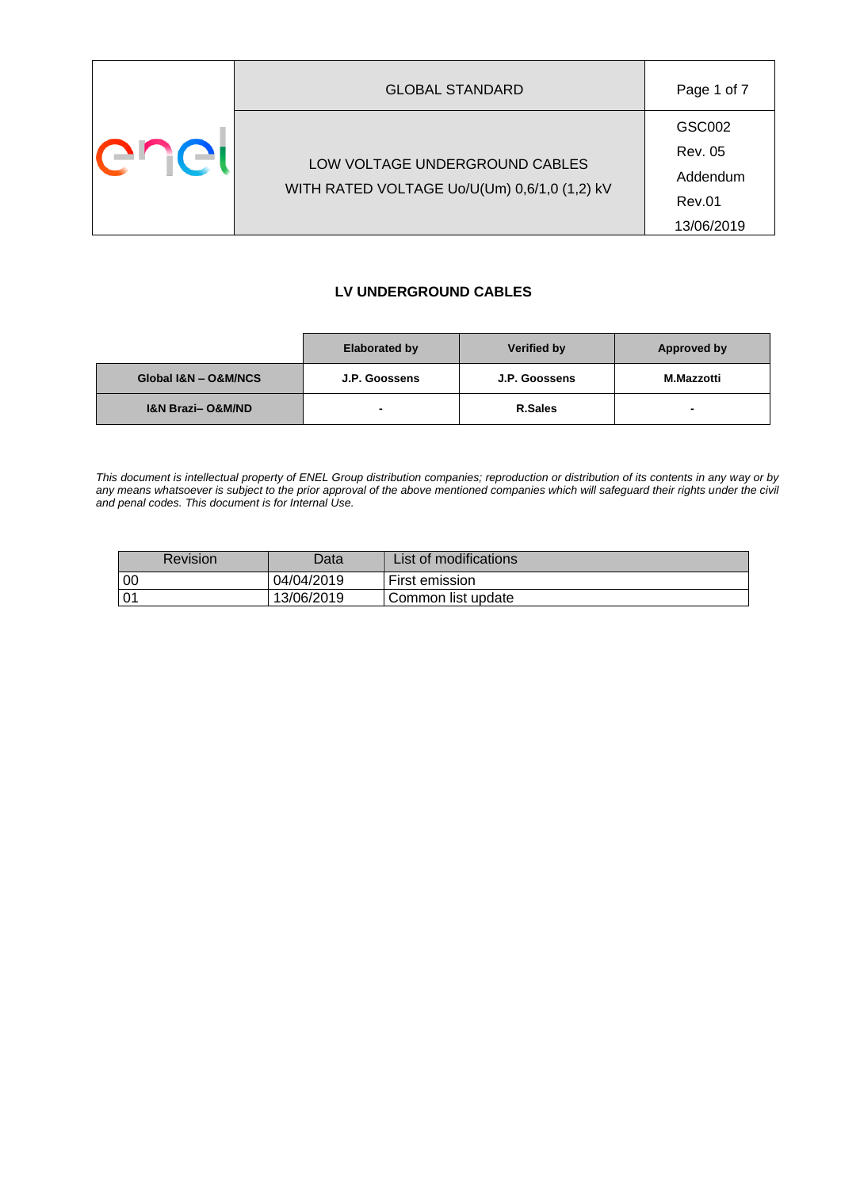| | GLOBAL STANDARD | |
|---|---|---|
| enel | LOW VOLTAGE UNDERGROUND CABLES WITH RATED VOLTAGE Uo/U(Um) 0,6/1,0 (1,2) kV | GSC002 Rev. 05 Addendum Rev.01 13/06/2019 |

## LV UNDERGROUND CABLES

| | Elaborated by | Verified by | Approved by |
|---|---|---|---|
| **Global I&N – O&M/NCS** | **J.P. Goossens** | **J.P. Goossens** | **M.Mazzotti** |
| **I&N Brazi– O&M/ND** | **-** | **R.Sales** | **-** |

*This document is intellectual property of ENEL Group distribution companies; reproduction or distribution of its contents in any way or by any means whatsoever is subject to the prior approval of the above mentioned companies which will safeguard their rights under the civil and penal codes. This document is for Internal Use.*

| Revision | Data | List of modifications |
|---|---|---|
| 00 | 04/04/2019 | First emission |
| 01 | 13/06/2019 | Common list update |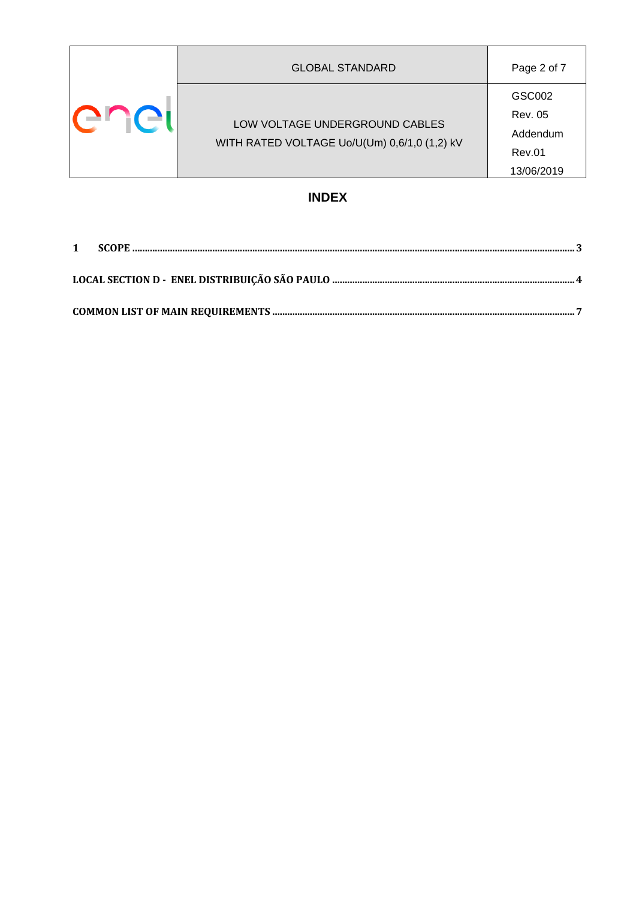# INDEX

| | |
|---|---|
| 1 SCOPE | 3 |
| LOCAL SECTION D - ENEL DISTRIBUIÇÃO SÃO PAULO | 4 |
| COMMON LIST OF MAIN REQUIREMENTS | 7 |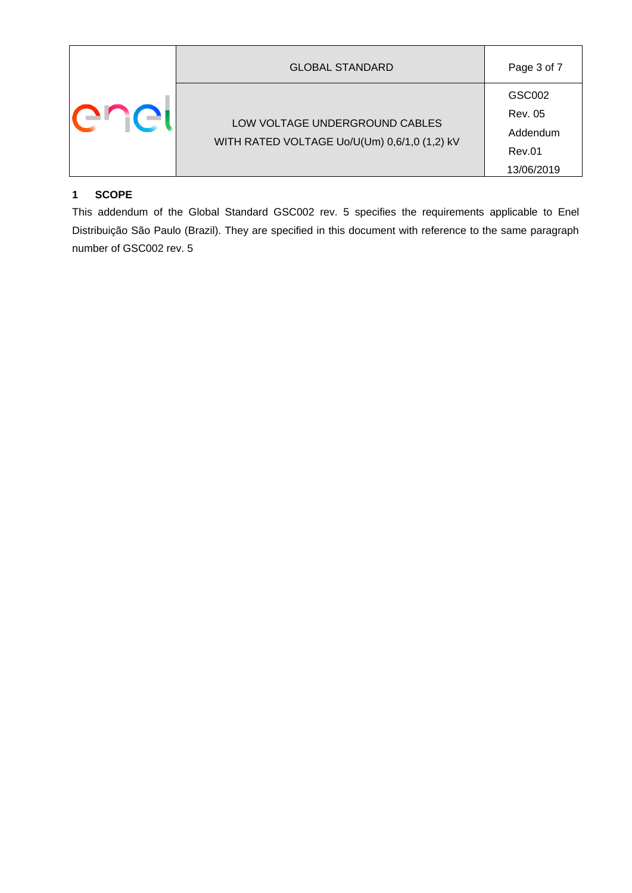## 1 SCOPE

This addendum of the Global Standard GSC002 rev. 5 specifies the requirements applicable to Enel Distribuição São Paulo (Brazil). They are specified in this document with reference to the same paragraph number of GSC002 rev. 5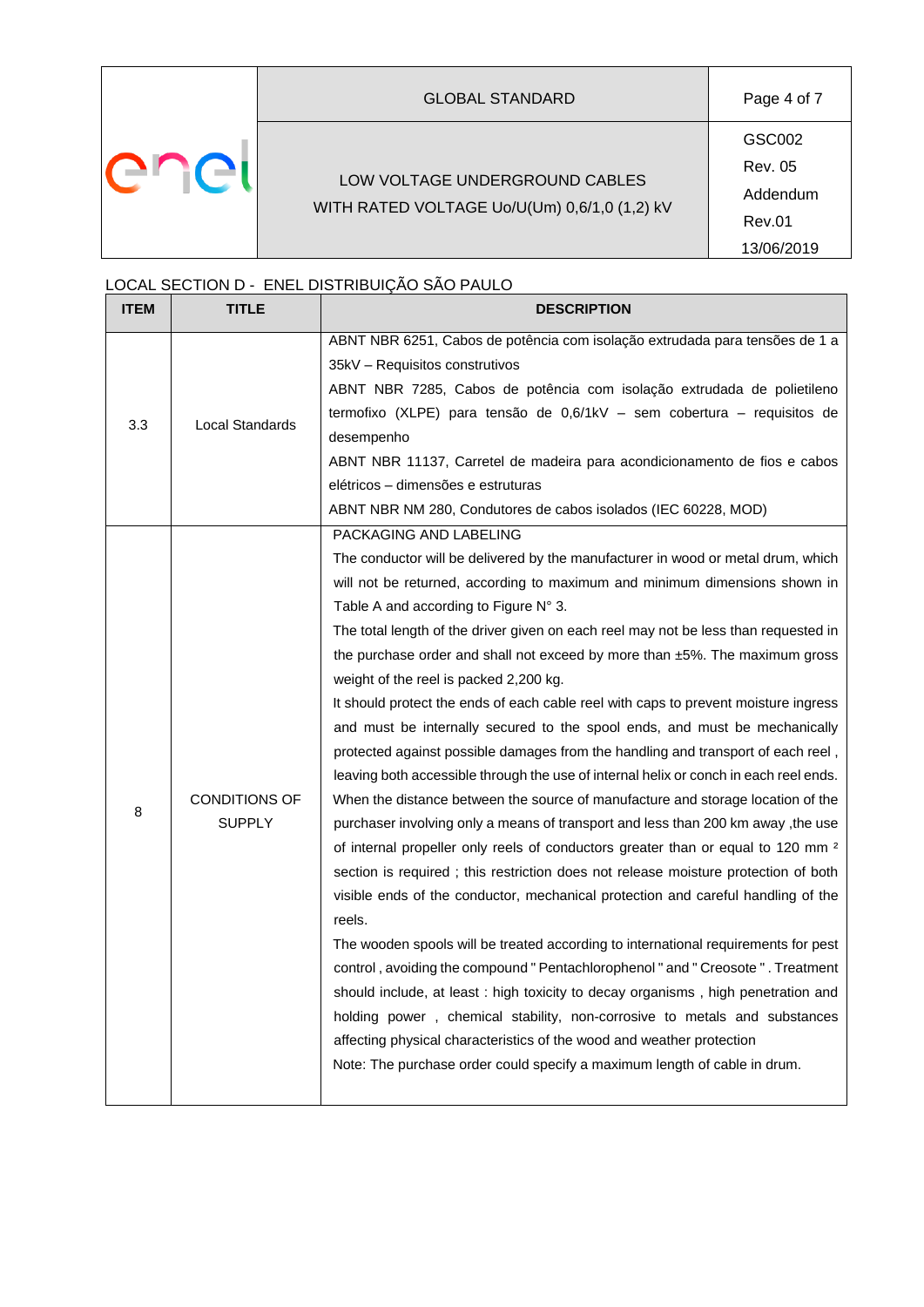LOCAL SECTION D - ENEL DISTRIBUIÇÃO SÃO PAULO

| ITEM | TITLE | DESCRIPTION |
|---|---|---|
| 3.3 | Local Standards | ABNT NBR 6251, Cabos de potência com isolação extrudada para tensões de 1 a 35kV – Requisitos construtivos<br>ABNT NBR 7285, Cabos de potência com isolação extrudada de polietileno termofixo (XLPE) para tensão de 0,6/1kV – sem cobertura – requisitos de desempenho<br>ABNT NBR 11137, Carretel de madeira para acondicionamento de fios e cabos elétricos – dimensões e estruturas<br>ABNT NBR NM 280, Condutores de cabos isolados (IEC 60228, MOD) |
| 8 | CONDITIONS OF SUPPLY | PACKAGING AND LABELING<br>The conductor will be delivered by the manufacturer in wood or metal drum, which will not be returned, according to maximum and minimum dimensions shown in Table A and according to Figure N° 3.<br>The total length of the driver given on each reel may not be less than requested in the purchase order and shall not exceed by more than ±5%. The maximum gross weight of the reel is packed 2,200 kg.<br>It should protect the ends of each cable reel with caps to prevent moisture ingress and must be internally secured to the spool ends, and must be mechanically protected against possible damages from the handling and transport of each reel , leaving both accessible through the use of internal helix or conch in each reel ends.<br>When the distance between the source of manufacture and storage location of the purchaser involving only a means of transport and less than 200 km away ,the use of internal propeller only reels of conductors greater than or equal to 120 mm ² section is required ; this restriction does not release moisture protection of both visible ends of the conductor, mechanical protection and careful handling of the reels.<br>The wooden spools will be treated according to international requirements for pest control , avoiding the compound " Pentachlorophenol " and " Creosote " . Treatment should include, at least : high toxicity to decay organisms , high penetration and holding power , chemical stability, non-corrosive to metals and substances affecting physical characteristics of the wood and weather protection<br>Note: The purchase order could specify a maximum length of cable in drum. |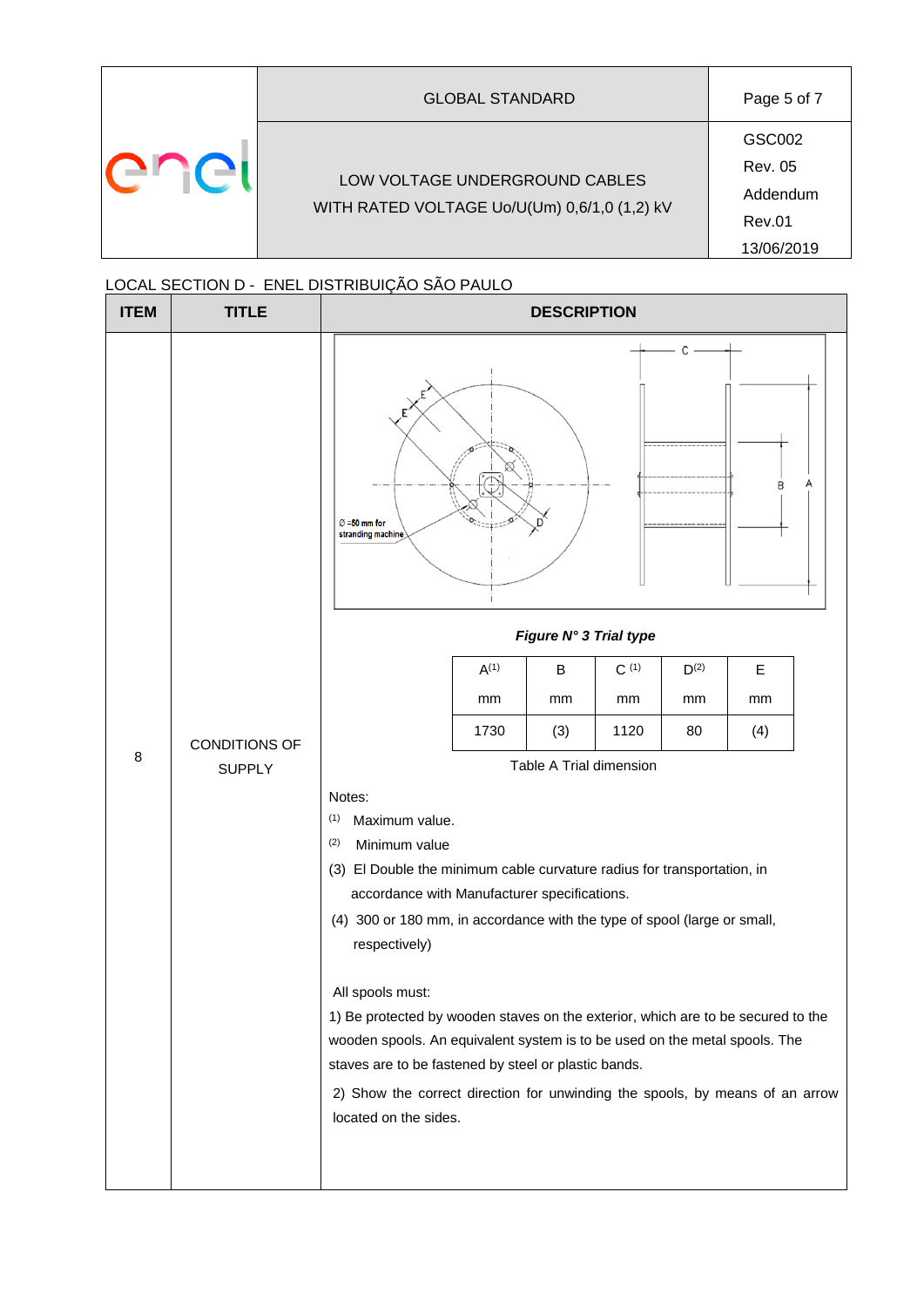LOCAL SECTION D - ENEL DISTRIBUIÇÃO SÃO PAULO

| ITEM | TITLE | DESCRIPTION |
|---|---|---|
| 8 | CONDITIONS OF SUPPLY | *Figure N° 3 Trial type* (see table and notes below) |

***Figure N° 3 Trial type***

| A(1) mm | B mm | C (1) mm | D(2) mm | E mm |
|---|---|---|---|---|
| 1730 | (3) | 1120 | 80 | (4) |

Table A Trial dimension

Notes:

(1) Maximum value.

(2) Minimum value

(3) El Double the minimum cable curvature radius for transportation, in accordance with Manufacturer specifications.

(4) 300 or 180 mm, in accordance with the type of spool (large or small, respectively)

All spools must:

1) Be protected by wooden staves on the exterior, which are to be secured to the wooden spools. An equivalent system is to be used on the metal spools. The staves are to be fastened by steel or plastic bands.

2) Show the correct direction for unwinding the spools, by means of an arrow located on the sides.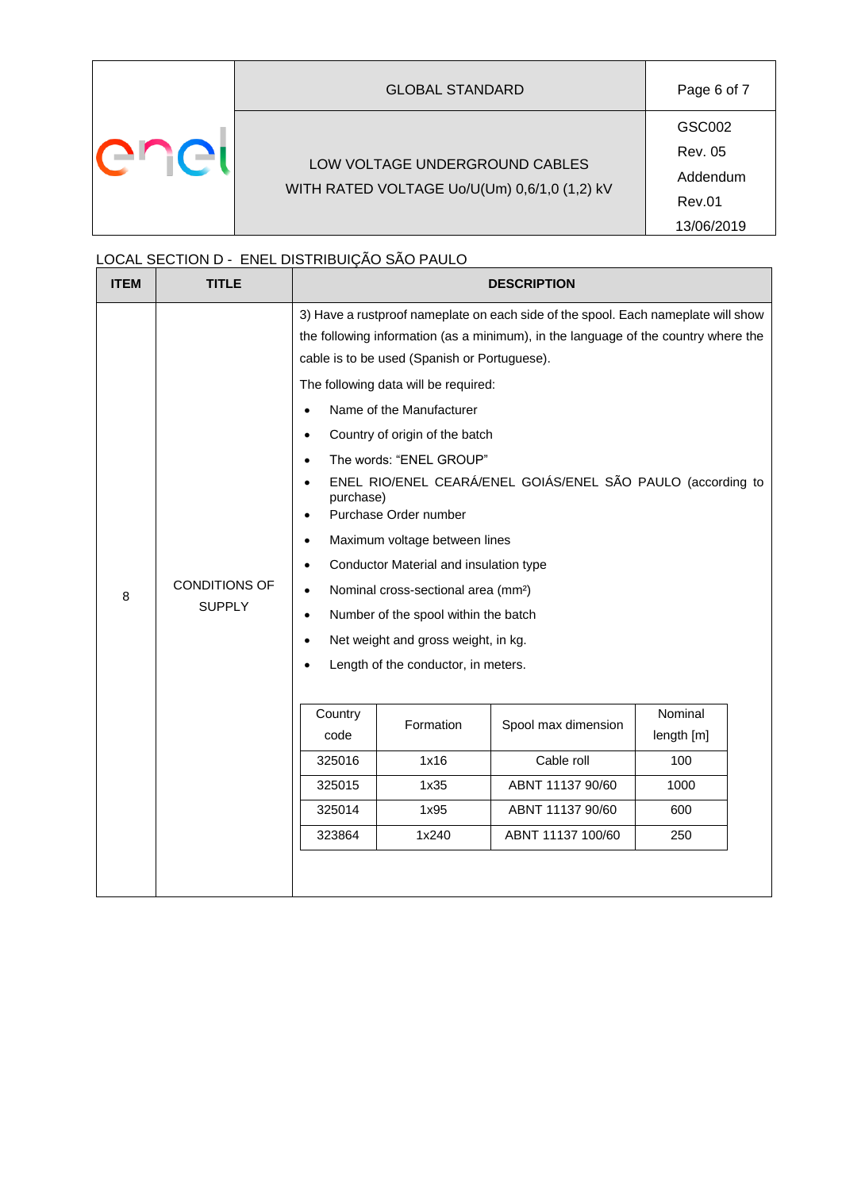LOCAL SECTION D - ENEL DISTRIBUIÇÃO SÃO PAULO

| ITEM | TITLE | DESCRIPTION |
|---|---|---|
| 8 | CONDITIONS OF SUPPLY | 3) Have a rustproof nameplate on each side of the spool. Each nameplate will show the following information (as a minimum), in the language of the country where the cable is to be used (Spanish or Portuguese).<br>The following data will be required:<br>• Name of the Manufacturer<br>• Country of origin of the batch<br>• The words: "ENEL GROUP"<br>• ENEL RIO/ENEL CEARÁ/ENEL GOIÁS/ENEL SÃO PAULO (according to purchase)<br>• Purchase Order number<br>• Maximum voltage between lines<br>• Conductor Material and insulation type<br>• Nominal cross-sectional area (mm²)<br>• Number of the spool within the batch<br>• Net weight and gross weight, in kg.<br>• Length of the conductor, in meters. |

| Country code | Formation | Spool max dimension | Nominal length [m] |
|---|---|---|---|
| 325016 | 1x16 | Cable roll | 100 |
| 325015 | 1x35 | ABNT 11137 90/60 | 1000 |
| 325014 | 1x95 | ABNT 11137 90/60 | 600 |
| 323864 | 1x240 | ABNT 11137 100/60 | 250 |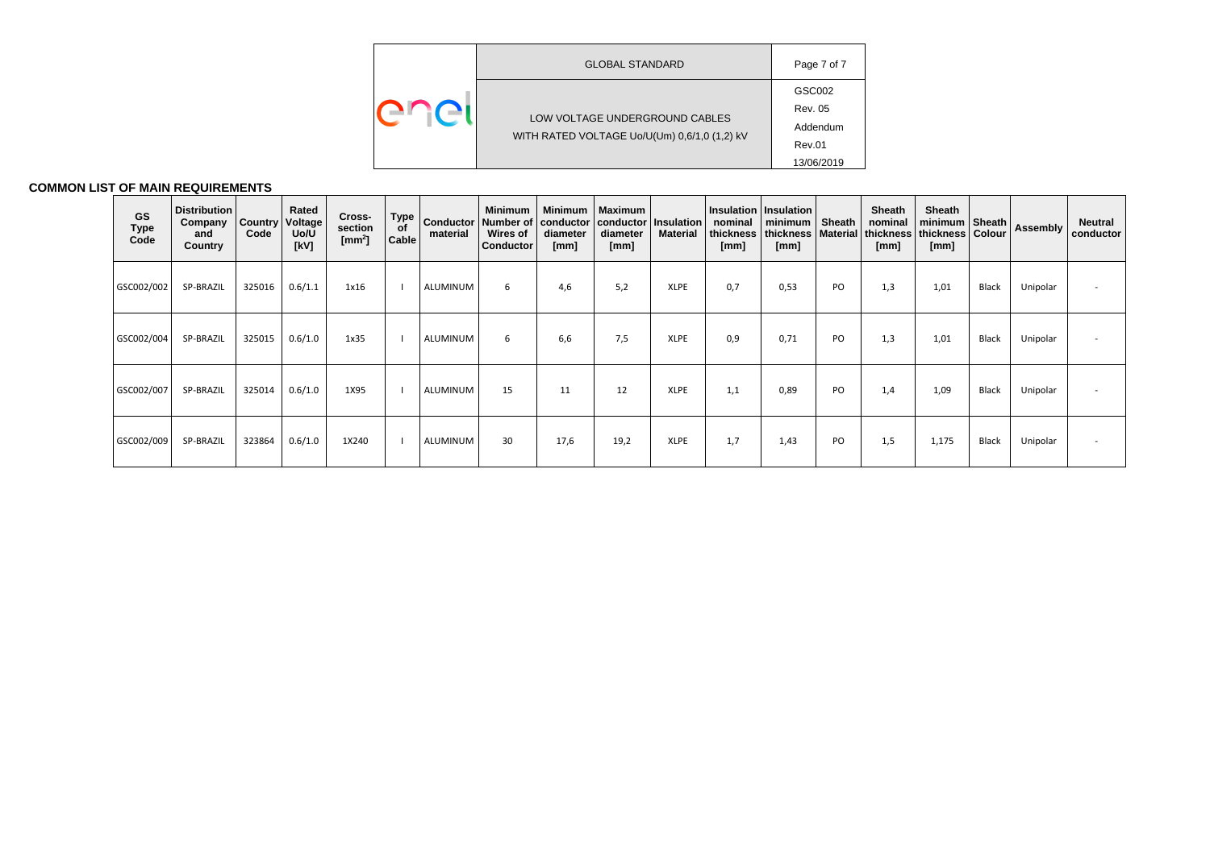## COMMON LIST OF MAIN REQUIREMENTS

| GS Type Code | Distribution Company and Country | Country Code | Rated Voltage Uo/U [kV] | Cross-section [mm$^2$] | Type of Cable | Conductor material | Minimum Number of Wires of Conductor | Minimum conductor diameter [mm] | Maximum conductor diameter [mm] | Insulation Material | Insulation nominal thickness [mm] | Insulation minimum thickness [mm] | Sheath Material | Sheath nominal thickness [mm] | Sheath minimum thickness [mm] | Sheath Colour | Assembly | Neutral conductor |
|---|---|---|---|---|---|---|---|---|---|---|---|---|---|---|---|---|---|---|
| GSC002/002 | SP-BRAZIL | 325016 | 0.6/1.1 | 1x16 | I | ALUMINUM | 6 | 4,6 | 5,2 | XLPE | 0,7 | 0,53 | PO | 1,3 | 1,01 | Black | Unipolar | - |
| GSC002/004 | SP-BRAZIL | 325015 | 0.6/1.0 | 1x35 | I | ALUMINUM | 6 | 6,6 | 7,5 | XLPE | 0,9 | 0,71 | PO | 1,3 | 1,01 | Black | Unipolar | - |
| GSC002/007 | SP-BRAZIL | 325014 | 0.6/1.0 | 1X95 | I | ALUMINUM | 15 | 11 | 12 | XLPE | 1,1 | 0,89 | PO | 1,4 | 1,09 | Black | Unipolar | - |
| GSC002/009 | SP-BRAZIL | 323864 | 0.6/1.0 | 1X240 | I | ALUMINUM | 30 | 17,6 | 19,2 | XLPE | 1,7 | 1,43 | PO | 1,5 | 1,175 | Black | Unipolar | - |